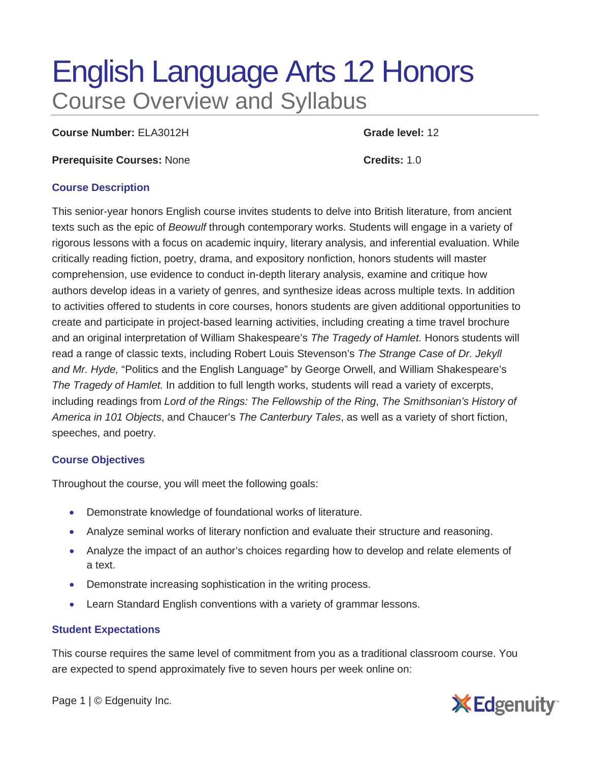# English Language Arts 12 Honors

## Course Overview and Syllabus

**Course Number:** ELA3012H

**Grade level:** 12

**Prerequisite Courses:** None

**Credits:** 1.0

### Course Description

This senior-year honors English course invites students to delve into British literature, from ancient texts such as the epic of *Beowulf* through contemporary works. Students will engage in a variety of rigorous lessons with a focus on academic inquiry, literary analysis, and inferential evaluation. While critically reading fiction, poetry, drama, and expository nonfiction, honors students will master comprehension, use evidence to conduct in-depth literary analysis, examine and critique how authors develop ideas in a variety of genres, and synthesize ideas across multiple texts. In addition to activities offered to students in core courses, honors students are given additional opportunities to create and participate in project-based learning activities, including creating a time travel brochure and an original interpretation of William Shakespeare's *The Tragedy of Hamlet.* Honors students will read a range of classic texts, including Robert Louis Stevenson's *The Strange Case of Dr. Jekyll and Mr. Hyde,* "Politics and the English Language" by George Orwell, and William Shakespeare's *The Tragedy of Hamlet.* In addition to full length works, students will read a variety of excerpts, including readings from *Lord of the Rings: The Fellowship of the Ring*, *The Smithsonian's History of America in 101 Objects*, and Chaucer's *The Canterbury Tales*, as well as a variety of short fiction, speeches, and poetry.

### Course Objectives

Throughout the course, you will meet the following goals:

- Demonstrate knowledge of foundational works of literature.
- Analyze seminal works of literary nonfiction and evaluate their structure and reasoning.
- Analyze the impact of an author's choices regarding how to develop and relate elements of a text.
- Demonstrate increasing sophistication in the writing process.
- Learn Standard English conventions with a variety of grammar lessons.

### Student Expectations

This course requires the same level of commitment from you as a traditional classroom course. You are expected to spend approximately five to seven hours per week online on: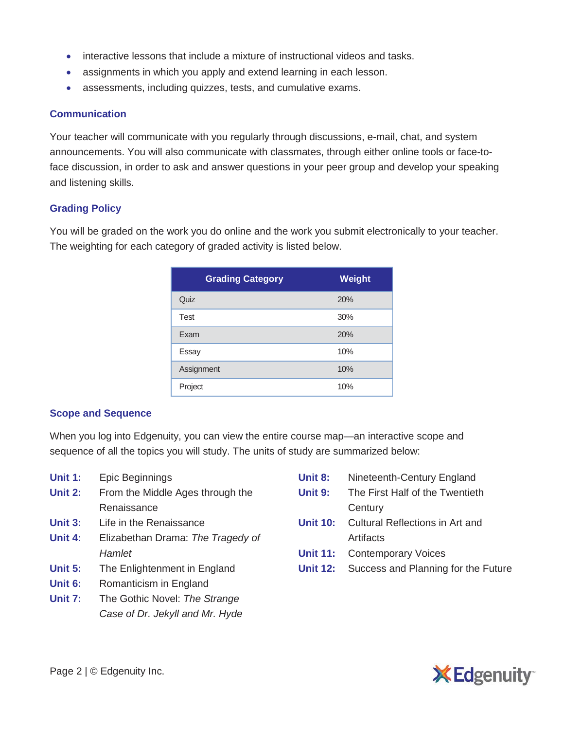- interactive lessons that include a mixture of instructional videos and tasks.
- assignments in which you apply and extend learning in each lesson.
- assessments, including quizzes, tests, and cumulative exams.

## Communication

Your teacher will communicate with you regularly through discussions, e-mail, chat, and system announcements. You will also communicate with classmates, through either online tools or face-to-face discussion, in order to ask and answer questions in your peer group and develop your speaking and listening skills.

## Grading Policy

You will be graded on the work you do online and the work you submit electronically to your teacher. The weighting for each category of graded activity is listed below.

| Grading Category | Weight |
|---|---|
| Quiz | 20% |
| Test | 30% |
| Exam | 20% |
| Essay | 10% |
| Assignment | 10% |
| Project | 10% |

## Scope and Sequence

When you log into Edgenuity, you can view the entire course map—an interactive scope and sequence of all the topics you will study. The units of study are summarized below:

**Unit 1:** Epic Beginnings
**Unit 2:** From the Middle Ages through the Renaissance
**Unit 3:** Life in the Renaissance
**Unit 4:** Elizabethan Drama: *The Tragedy of Hamlet*
**Unit 5:** The Enlightenment in England
**Unit 6:** Romanticism in England
**Unit 7:** The Gothic Novel: *The Strange Case of Dr. Jekyll and Mr. Hyde*
**Unit 8:** Nineteenth-Century England
**Unit 9:** The First Half of the Twentieth Century
**Unit 10:** Cultural Reflections in Art and Artifacts
**Unit 11:** Contemporary Voices
**Unit 12:** Success and Planning for the Future